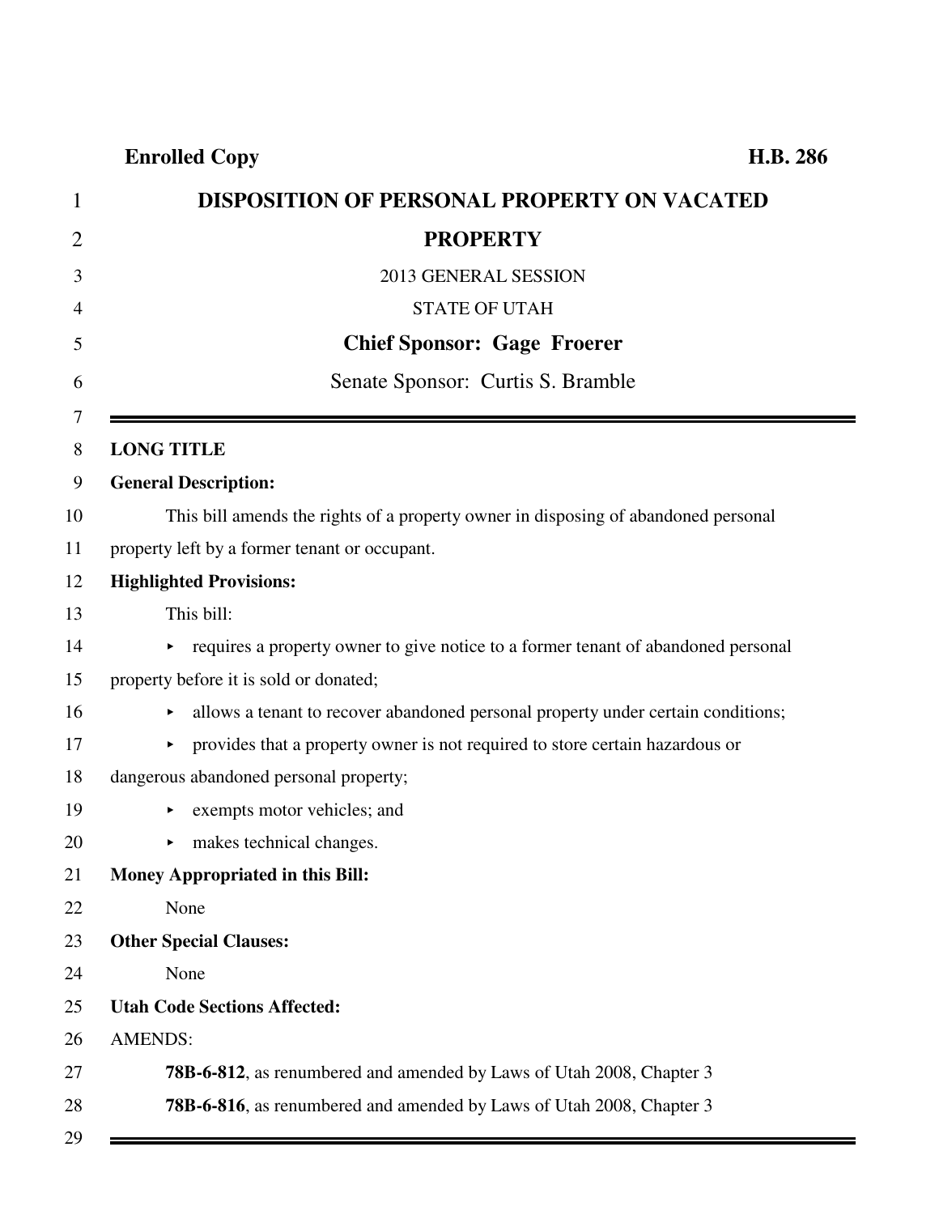**Enrolled Copy** **H.B. 286**

# DISPOSITION OF PERSONAL PROPERTY ON VACATED PROPERTY

2013 GENERAL SESSION

STATE OF UTAH

**Chief Sponsor: Gage Froerer**

Senate Sponsor: Curtis S. Bramble

---

**LONG TITLE**

**General Description:**

This bill amends the rights of a property owner in disposing of abandoned personal property left by a former tenant or occupant.

**Highlighted Provisions:**

This bill:

- requires a property owner to give notice to a former tenant of abandoned personal property before it is sold or donated;
- allows a tenant to recover abandoned personal property under certain conditions;
- provides that a property owner is not required to store certain hazardous or dangerous abandoned personal property;
- exempts motor vehicles; and
- makes technical changes.

**Money Appropriated in this Bill:**

None

**Other Special Clauses:**

None

**Utah Code Sections Affected:**

AMENDS:

**78B-6-812**, as renumbered and amended by Laws of Utah 2008, Chapter 3

**78B-6-816**, as renumbered and amended by Laws of Utah 2008, Chapter 3

---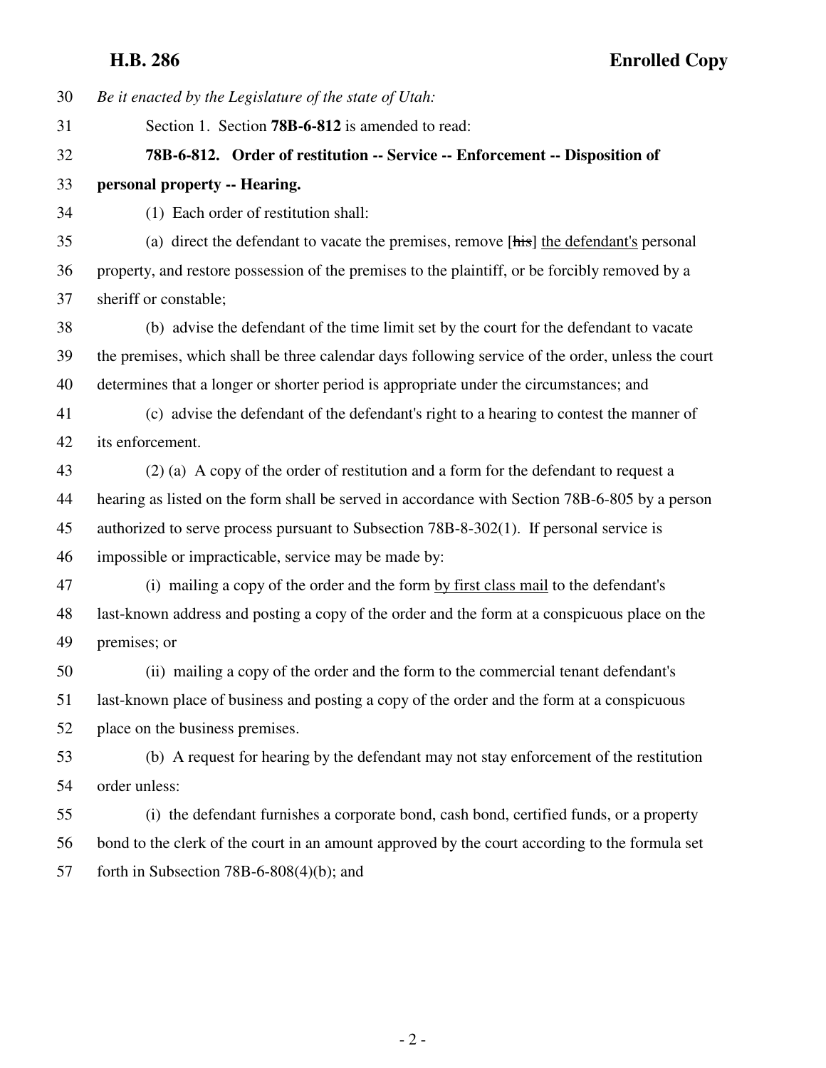*Be it enacted by the Legislature of the state of Utah:*

Section 1. Section **78B-6-812** is amended to read:

**78B-6-812. Order of restitution -- Service -- Enforcement -- Disposition of personal property -- Hearing.**

(1) Each order of restitution shall:

(a) direct the defendant to vacate the premises, remove [~~his~~] the defendant's personal property, and restore possession of the premises to the plaintiff, or be forcibly removed by a sheriff or constable;

(b) advise the defendant of the time limit set by the court for the defendant to vacate the premises, which shall be three calendar days following service of the order, unless the court determines that a longer or shorter period is appropriate under the circumstances; and

(c) advise the defendant of the defendant's right to a hearing to contest the manner of its enforcement.

(2) (a) A copy of the order of restitution and a form for the defendant to request a hearing as listed on the form shall be served in accordance with Section 78B-6-805 by a person authorized to serve process pursuant to Subsection 78B-8-302(1). If personal service is impossible or impracticable, service may be made by:

(i) mailing a copy of the order and the form by first class mail to the defendant's last-known address and posting a copy of the order and the form at a conspicuous place on the premises; or

(ii) mailing a copy of the order and the form to the commercial tenant defendant's last-known place of business and posting a copy of the order and the form at a conspicuous place on the business premises.

(b) A request for hearing by the defendant may not stay enforcement of the restitution order unless:

(i) the defendant furnishes a corporate bond, cash bond, certified funds, or a property bond to the clerk of the court in an amount approved by the court according to the formula set forth in Subsection 78B-6-808(4)(b); and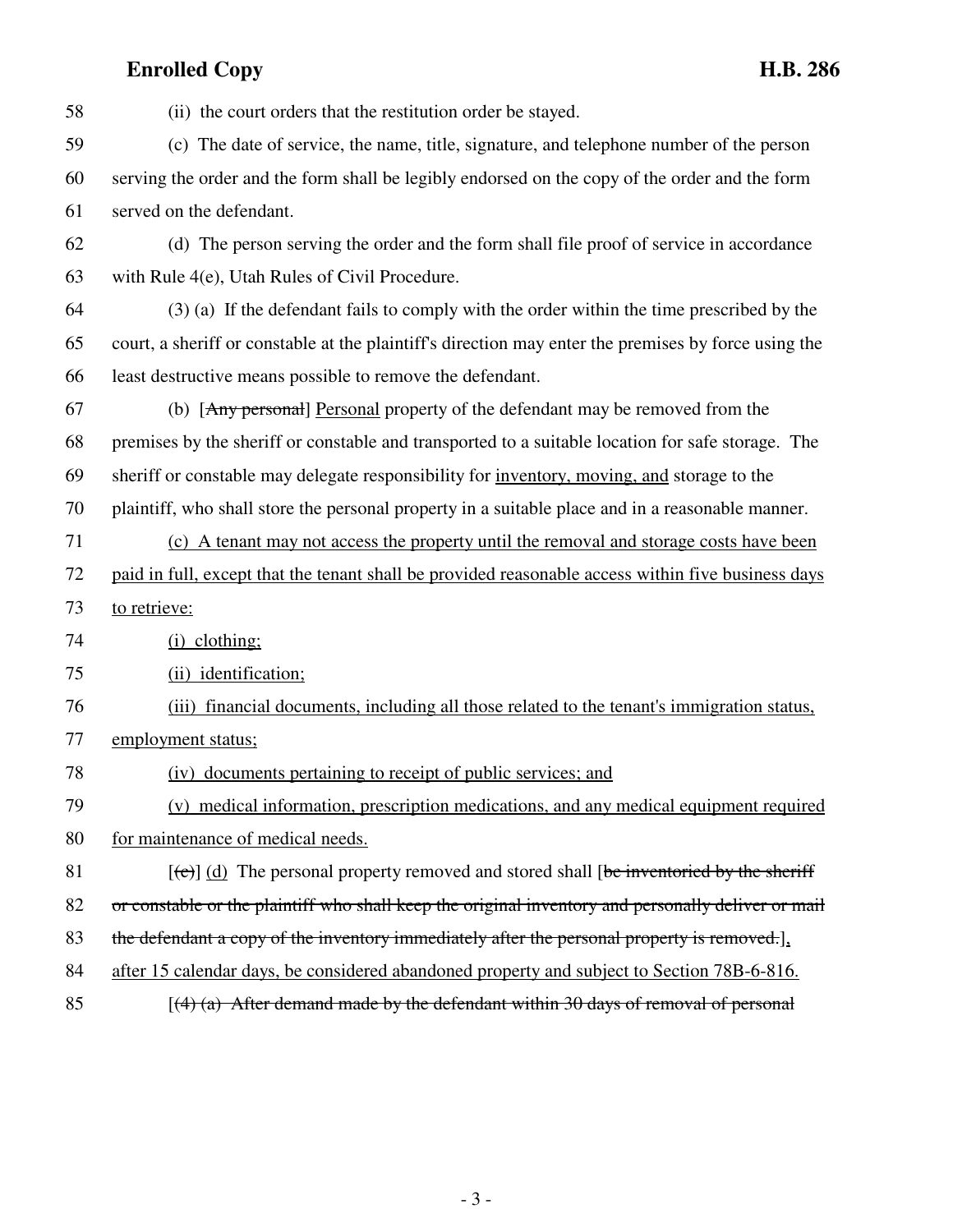58 (ii) the court orders that the restitution order be stayed.

59 (c) The date of service, the name, title, signature, and telephone number of the person
60 serving the order and the form shall be legibly endorsed on the copy of the order and the form
61 served on the defendant.

62 (d) The person serving the order and the form shall file proof of service in accordance
63 with Rule 4(e), Utah Rules of Civil Procedure.

64 (3) (a) If the defendant fails to comply with the order within the time prescribed by the
65 court, a sheriff or constable at the plaintiff's direction may enter the premises by force using the
66 least destructive means possible to remove the defendant.

67 (b) [~~Any personal~~] <u>Personal</u> property of the defendant may be removed from the
68 premises by the sheriff or constable and transported to a suitable location for safe storage. The
69 sheriff or constable may delegate responsibility for <u>inventory, moving, and</u> storage to the
70 plaintiff, who shall store the personal property in a suitable place and in a reasonable manner.

71 <u>(c) A tenant may not access the property until the removal and storage costs have been</u>
72 <u>paid in full, except that the tenant shall be provided reasonable access within five business days</u>
73 <u>to retrieve:</u>

74 <u>(i) clothing;</u>

75 <u>(ii) identification;</u>

76 <u>(iii) financial documents, including all those related to the tenant's immigration status,</u>
77 <u>employment status;</u>

78 <u>(iv) documents pertaining to receipt of public services; and</u>

79 <u>(v) medical information, prescription medications, and any medical equipment required</u>
80 <u>for maintenance of medical needs.</u>

81 [~~(c)~~] <u>(d)</u> The personal property removed and stored shall [~~be inventoried by the sheriff~~
82 ~~or constable or the plaintiff who shall keep the original inventory and personally deliver or mail~~
83 ~~the defendant a copy of the inventory immediately after the personal property is removed.~~]<u>,</u>
84 <u>after 15 calendar days, be considered abandoned property and subject to Section 78B-6-816.</u>

85 [~~(4) (a) After demand made by the defendant within 30 days of removal of personal~~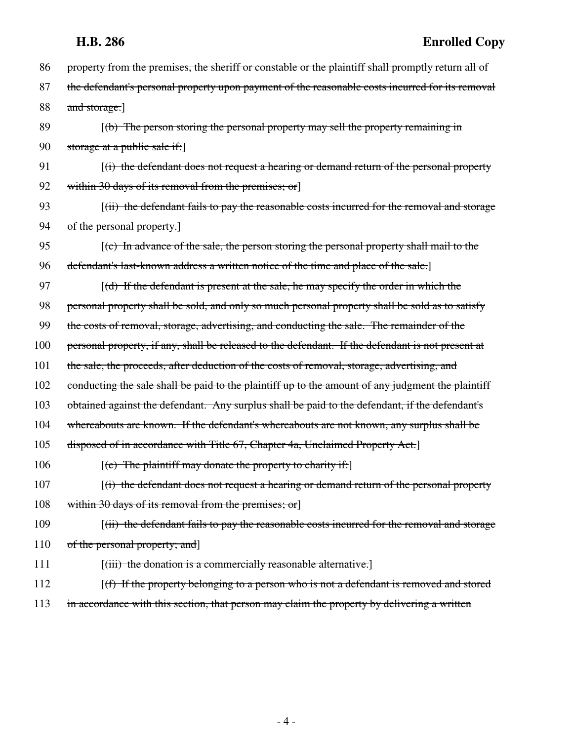86 property from the premises, the sheriff or constable or the plaintiff shall promptly return all of
87 the defendant's personal property upon payment of the reasonable costs incurred for its removal
88 and storage.]

89 [(b) The person storing the personal property may sell the property remaining in
90 storage at a public sale if:]

91 [(i) the defendant does not request a hearing or demand return of the personal property
92 within 30 days of its removal from the premises; or]

93 [(ii) the defendant fails to pay the reasonable costs incurred for the removal and storage
94 of the personal property.]

95 [(c) In advance of the sale, the person storing the personal property shall mail to the
96 defendant's last-known address a written notice of the time and place of the sale.]

97 [(d) If the defendant is present at the sale, he may specify the order in which the
98 personal property shall be sold, and only so much personal property shall be sold as to satisfy
99 the costs of removal, storage, advertising, and conducting the sale. The remainder of the
100 personal property, if any, shall be released to the defendant. If the defendant is not present at
101 the sale, the proceeds, after deduction of the costs of removal, storage, advertising, and
102 conducting the sale shall be paid to the plaintiff up to the amount of any judgment the plaintiff
103 obtained against the defendant. Any surplus shall be paid to the defendant, if the defendant's
104 whereabouts are known. If the defendant's whereabouts are not known, any surplus shall be
105 disposed of in accordance with Title 67, Chapter 4a, Unclaimed Property Act.]

106 [(e) The plaintiff may donate the property to charity if:]

107 [(i) the defendant does not request a hearing or demand return of the personal property
108 within 30 days of its removal from the premises; or]

109 [(ii) the defendant fails to pay the reasonable costs incurred for the removal and storage
110 of the personal property; and]

111 [(iii) the donation is a commercially reasonable alternative.]

112 [(f) If the property belonging to a person who is not a defendant is removed and stored
113 in accordance with this section, that person may claim the property by delivering a written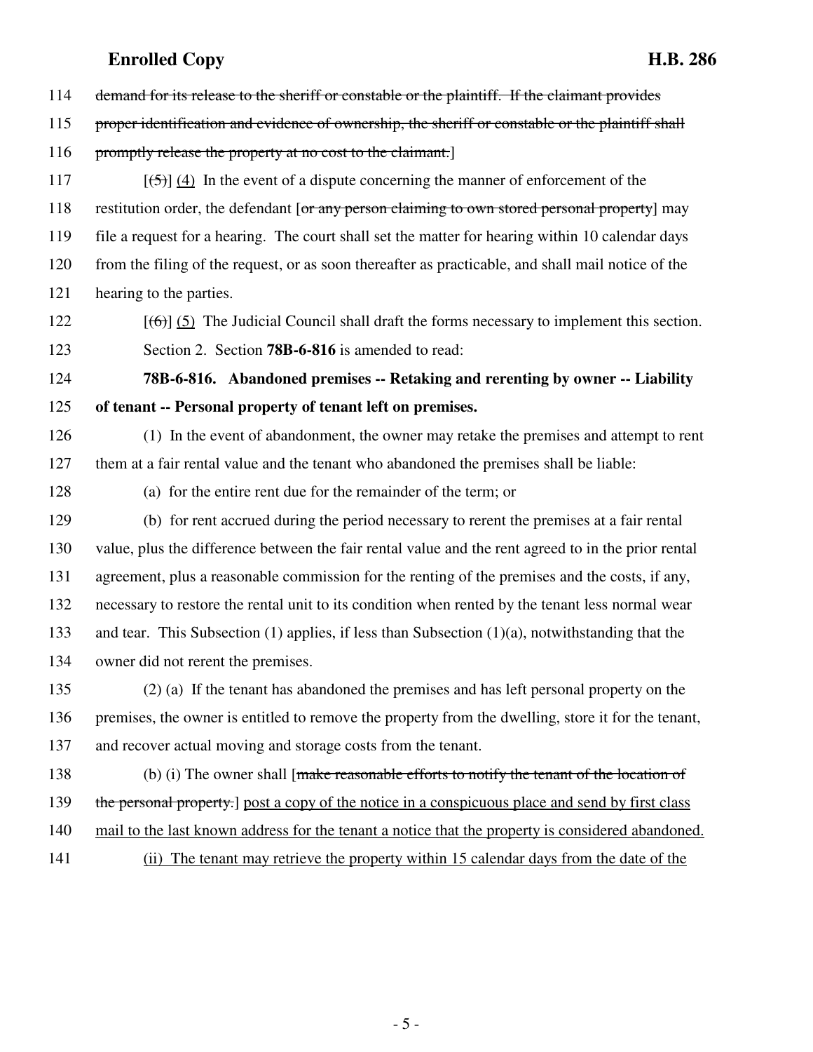114 ~~demand for its release to the sheriff or constable or the plaintiff. If the claimant provides~~

115 ~~proper identification and evidence of ownership, the sheriff or constable or the plaintiff shall~~

116 ~~promptly release the property at no cost to the claimant.~~]

117 [~~(5)~~] <u>(4)</u> In the event of a dispute concerning the manner of enforcement of the

118 restitution order, the defendant [~~or any person claiming to own stored personal property~~] may

119 file a request for a hearing. The court shall set the matter for hearing within 10 calendar days

120 from the filing of the request, or as soon thereafter as practicable, and shall mail notice of the

121 hearing to the parties.

122 [~~(6)~~] <u>(5)</u> The Judicial Council shall draft the forms necessary to implement this section.

123 Section 2. Section **78B-6-816** is amended to read:

124 **78B-6-816. Abandoned premises -- Retaking and rerenting by owner -- Liability**

125 **of tenant -- Personal property of tenant left on premises.**

126 (1) In the event of abandonment, the owner may retake the premises and attempt to rent

127 them at a fair rental value and the tenant who abandoned the premises shall be liable:

128 (a) for the entire rent due for the remainder of the term; or

129 (b) for rent accrued during the period necessary to rerent the premises at a fair rental

130 value, plus the difference between the fair rental value and the rent agreed to in the prior rental

131 agreement, plus a reasonable commission for the renting of the premises and the costs, if any,

132 necessary to restore the rental unit to its condition when rented by the tenant less normal wear

133 and tear. This Subsection (1) applies, if less than Subsection (1)(a), notwithstanding that the

134 owner did not rerent the premises.

135 (2) (a) If the tenant has abandoned the premises and has left personal property on the

136 premises, the owner is entitled to remove the property from the dwelling, store it for the tenant,

137 and recover actual moving and storage costs from the tenant.

138 (b) (i) The owner shall [~~make reasonable efforts to notify the tenant of the location of~~

139 ~~the personal property.~~] <u>post a copy of the notice in a conspicuous place and send by first class</u>

140 <u>mail to the last known address for the tenant a notice that the property is considered abandoned.</u>

141 <u>(ii) The tenant may retrieve the property within 15 calendar days from the date of the</u>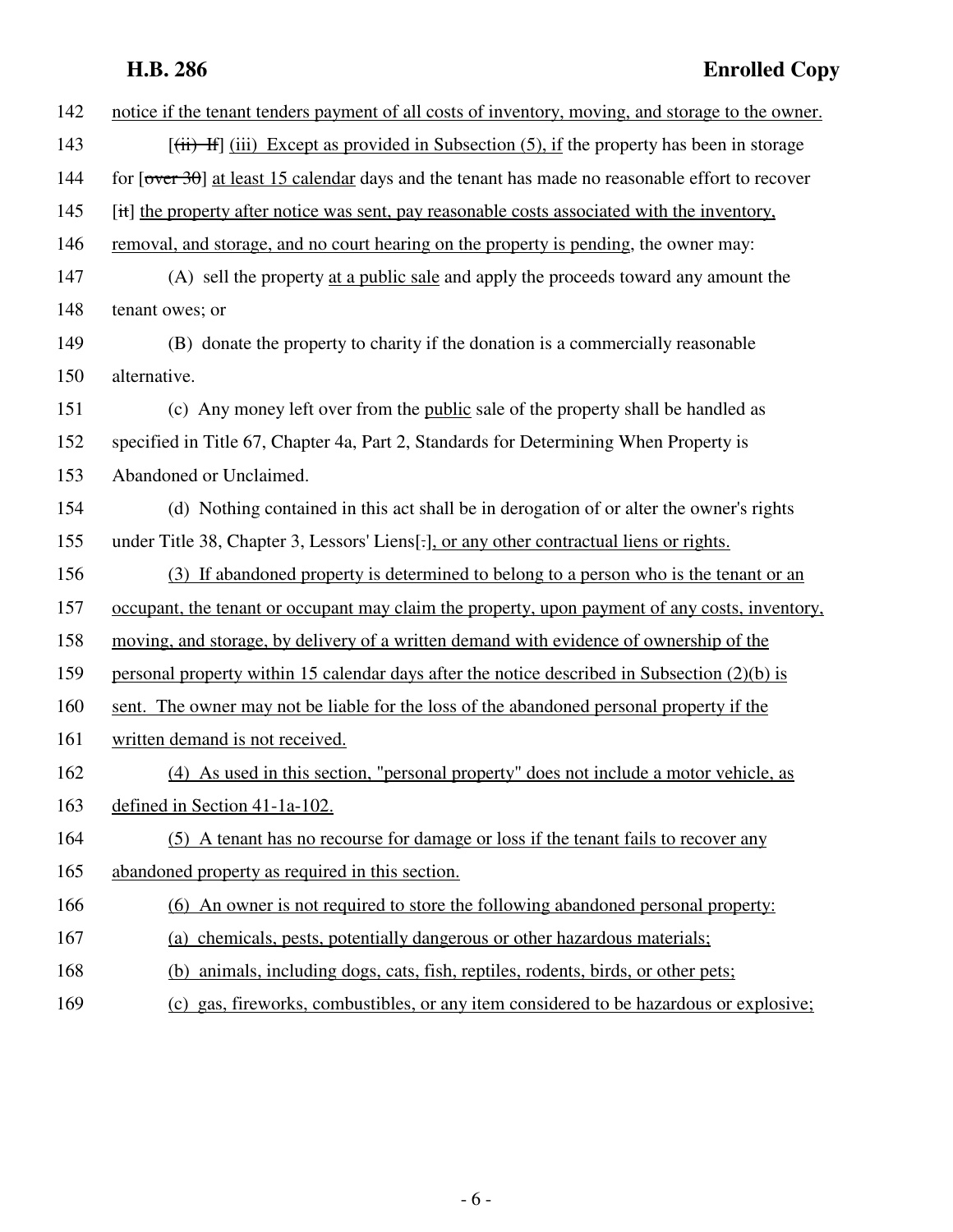notice if the tenant tenders payment of all costs of inventory, moving, and storage to the owner.

[~~(ii) If~~] (iii) Except as provided in Subsection (5), if the property has been in storage for [~~over 30~~] at least 15 calendar days and the tenant has made no reasonable effort to recover [~~it~~] the property after notice was sent, pay reasonable costs associated with the inventory, removal, and storage, and no court hearing on the property is pending, the owner may:

(A) sell the property at a public sale and apply the proceeds toward any amount the tenant owes; or

(B) donate the property to charity if the donation is a commercially reasonable alternative.

(c) Any money left over from the public sale of the property shall be handled as specified in Title 67, Chapter 4a, Part 2, Standards for Determining When Property is Abandoned or Unclaimed.

(d) Nothing contained in this act shall be in derogation of or alter the owner's rights under Title 38, Chapter 3, Lessors' Liens[~~.~~], or any other contractual liens or rights.

(3) If abandoned property is determined to belong to a person who is the tenant or an occupant, the tenant or occupant may claim the property, upon payment of any costs, inventory, moving, and storage, by delivery of a written demand with evidence of ownership of the personal property within 15 calendar days after the notice described in Subsection (2)(b) is sent. The owner may not be liable for the loss of the abandoned personal property if the written demand is not received.

(4) As used in this section, "personal property" does not include a motor vehicle, as defined in Section 41-1a-102.

(5) A tenant has no recourse for damage or loss if the tenant fails to recover any abandoned property as required in this section.

(6) An owner is not required to store the following abandoned personal property:

(a) chemicals, pests, potentially dangerous or other hazardous materials;

(b) animals, including dogs, cats, fish, reptiles, rodents, birds, or other pets;

(c) gas, fireworks, combustibles, or any item considered to be hazardous or explosive;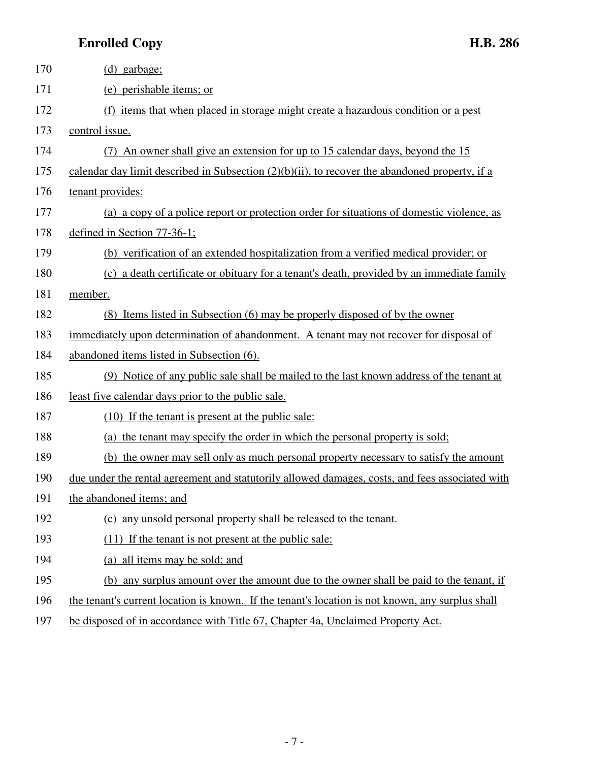(d) garbage;

(e) perishable items; or

(f) items that when placed in storage might create a hazardous condition or a pest control issue.

(7) An owner shall give an extension for up to 15 calendar days, beyond the 15 calendar day limit described in Subsection (2)(b)(ii), to recover the abandoned property, if a tenant provides:

(a) a copy of a police report or protection order for situations of domestic violence, as defined in Section 77-36-1;

(b) verification of an extended hospitalization from a verified medical provider; or

(c) a death certificate or obituary for a tenant's death, provided by an immediate family member.

(8) Items listed in Subsection (6) may be properly disposed of by the owner immediately upon determination of abandonment. A tenant may not recover for disposal of abandoned items listed in Subsection (6).

(9) Notice of any public sale shall be mailed to the last known address of the tenant at least five calendar days prior to the public sale.

(10) If the tenant is present at the public sale:

(a) the tenant may specify the order in which the personal property is sold;

(b) the owner may sell only as much personal property necessary to satisfy the amount due under the rental agreement and statutorily allowed damages, costs, and fees associated with the abandoned items; and

(c) any unsold personal property shall be released to the tenant.

(11) If the tenant is not present at the public sale:

(a) all items may be sold; and

(b) any surplus amount over the amount due to the owner shall be paid to the tenant, if the tenant's current location is known. If the tenant's location is not known, any surplus shall be disposed of in accordance with Title 67, Chapter 4a, Unclaimed Property Act.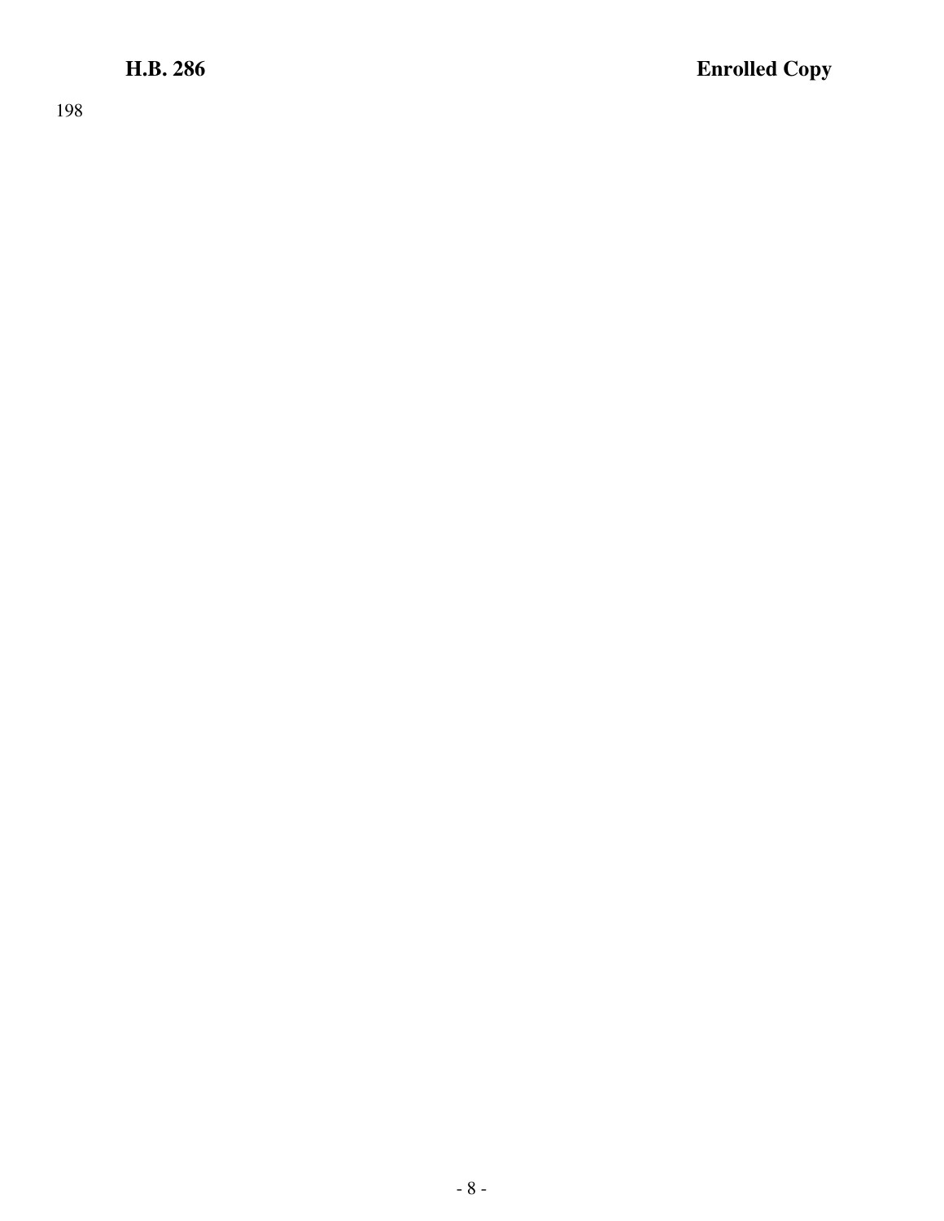198